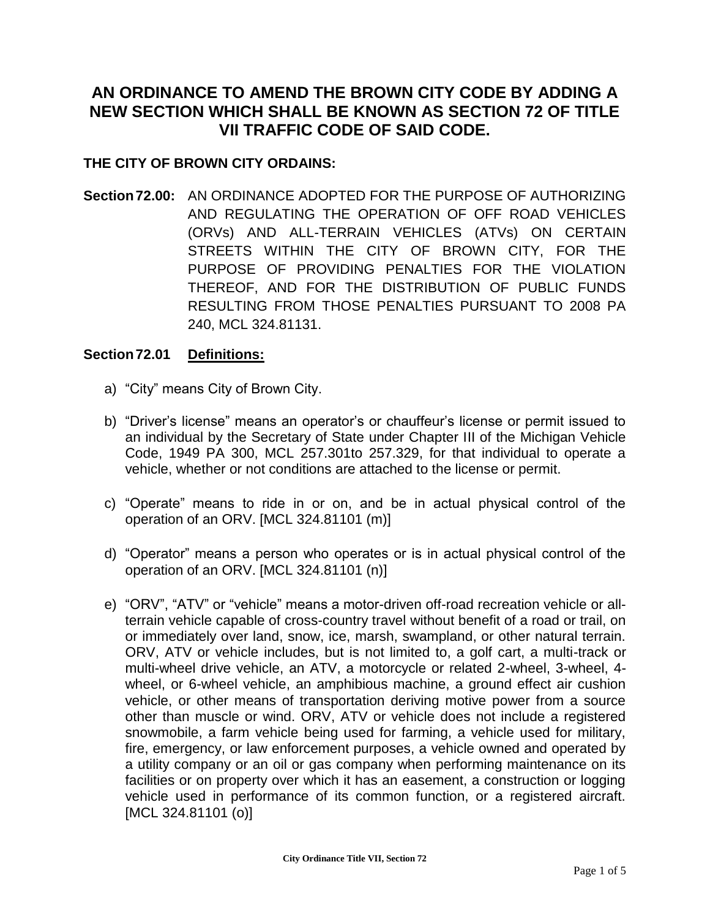# AN ORDINANCE TO AMEND THE BROWN CITY CODE BY ADDING A NEW SECTION WHICH SHALL BE KNOWN AS SECTION 72 OF TITLE VII TRAFFIC CODE OF SAID CODE.

**THE CITY OF BROWN CITY ORDAINS:**

**Section 72.00:** AN ORDINANCE ADOPTED FOR THE PURPOSE OF AUTHORIZING AND REGULATING THE OPERATION OF OFF ROAD VEHICLES (ORVs) AND ALL-TERRAIN VEHICLES (ATVs) ON CERTAIN STREETS WITHIN THE CITY OF BROWN CITY, FOR THE PURPOSE OF PROVIDING PENALTIES FOR THE VIOLATION THEREOF, AND FOR THE DISTRIBUTION OF PUBLIC FUNDS RESULTING FROM THOSE PENALTIES PURSUANT TO 2008 PA 240, MCL 324.81131.

**Section 72.01** **<u>Definitions:</u>**

a) "City" means City of Brown City.

b) "Driver's license" means an operator's or chauffeur's license or permit issued to an individual by the Secretary of State under Chapter III of the Michigan Vehicle Code, 1949 PA 300, MCL 257.301to 257.329, for that individual to operate a vehicle, whether or not conditions are attached to the license or permit.

c) "Operate" means to ride in or on, and be in actual physical control of the operation of an ORV. [MCL 324.81101 (m)]

d) "Operator" means a person who operates or is in actual physical control of the operation of an ORV. [MCL 324.81101 (n)]

e) "ORV", "ATV" or "vehicle" means a motor-driven off-road recreation vehicle or all-terrain vehicle capable of cross-country travel without benefit of a road or trail, on or immediately over land, snow, ice, marsh, swampland, or other natural terrain. ORV, ATV or vehicle includes, but is not limited to, a golf cart, a multi-track or multi-wheel drive vehicle, an ATV, a motorcycle or related 2-wheel, 3-wheel, 4-wheel, or 6-wheel vehicle, an amphibious machine, a ground effect air cushion vehicle, or other means of transportation deriving motive power from a source other than muscle or wind. ORV, ATV or vehicle does not include a registered snowmobile, a farm vehicle being used for farming, a vehicle used for military, fire, emergency, or law enforcement purposes, a vehicle owned and operated by a utility company or an oil or gas company when performing maintenance on its facilities or on property over which it has an easement, a construction or logging vehicle used in performance of its common function, or a registered aircraft. [MCL 324.81101 (o)]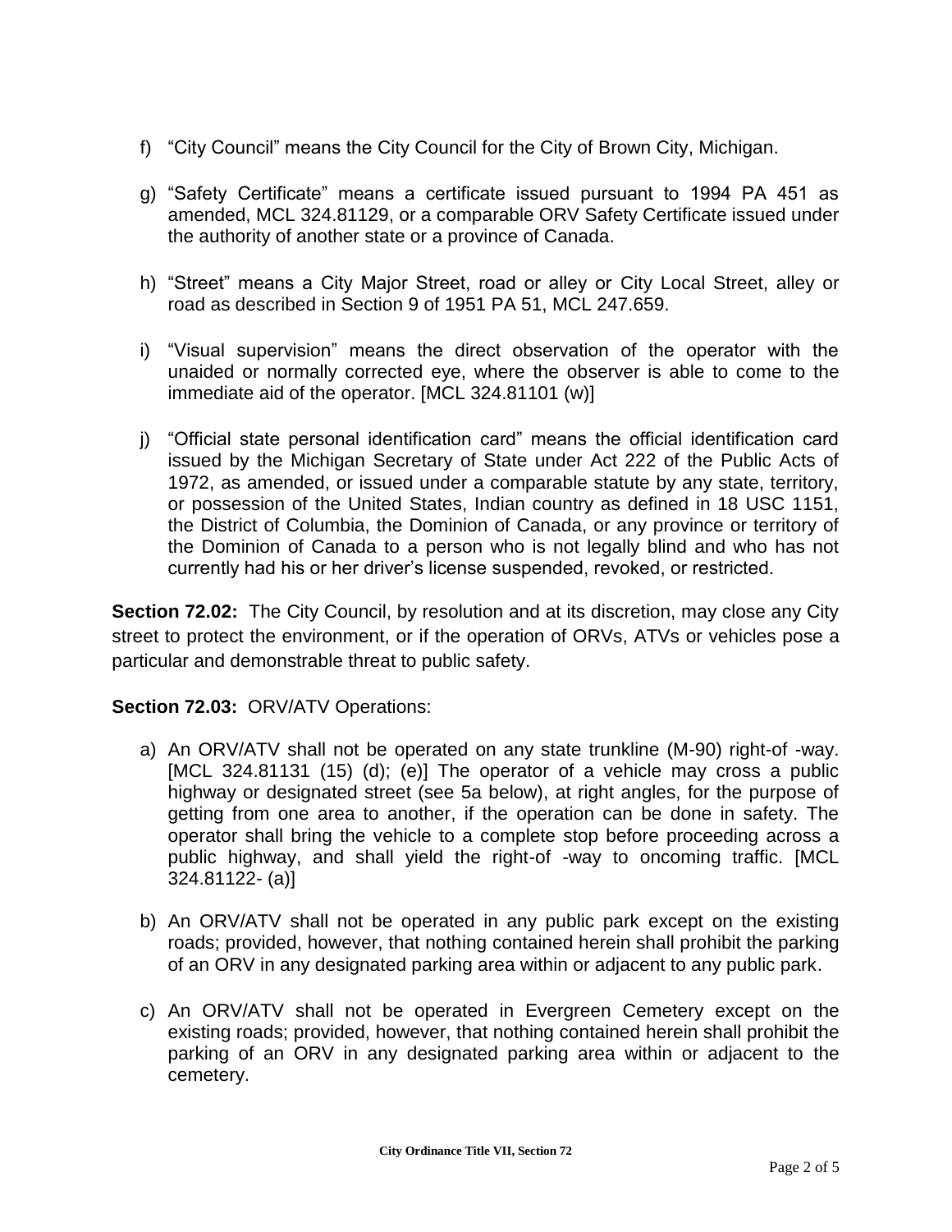f) "City Council" means the City Council for the City of Brown City, Michigan.

g) "Safety Certificate" means a certificate issued pursuant to 1994 PA 451 as amended, MCL 324.81129, or a comparable ORV Safety Certificate issued under the authority of another state or a province of Canada.

h) "Street" means a City Major Street, road or alley or City Local Street, alley or road as described in Section 9 of 1951 PA 51, MCL 247.659.

i) "Visual supervision" means the direct observation of the operator with the unaided or normally corrected eye, where the observer is able to come to the immediate aid of the operator. [MCL 324.81101 (w)]

j) "Official state personal identification card" means the official identification card issued by the Michigan Secretary of State under Act 222 of the Public Acts of 1972, as amended, or issued under a comparable statute by any state, territory, or possession of the United States, Indian country as defined in 18 USC 1151, the District of Columbia, the Dominion of Canada, or any province or territory of the Dominion of Canada to a person who is not legally blind and who has not currently had his or her driver's license suspended, revoked, or restricted.

**Section 72.02:** The City Council, by resolution and at its discretion, may close any City street to protect the environment, or if the operation of ORVs, ATVs or vehicles pose a particular and demonstrable threat to public safety.

**Section 72.03:** ORV/ATV Operations:

a) An ORV/ATV shall not be operated on any state trunkline (M-90) right-of -way. [MCL 324.81131 (15) (d); (e)] The operator of a vehicle may cross a public highway or designated street (see 5a below), at right angles, for the purpose of getting from one area to another, if the operation can be done in safety. The operator shall bring the vehicle to a complete stop before proceeding across a public highway, and shall yield the right-of -way to oncoming traffic. [MCL 324.81122- (a)]

b) An ORV/ATV shall not be operated in any public park except on the existing roads; provided, however, that nothing contained herein shall prohibit the parking of an ORV in any designated parking area within or adjacent to any public park.

c) An ORV/ATV shall not be operated in Evergreen Cemetery except on the existing roads; provided, however, that nothing contained herein shall prohibit the parking of an ORV in any designated parking area within or adjacent to the cemetery.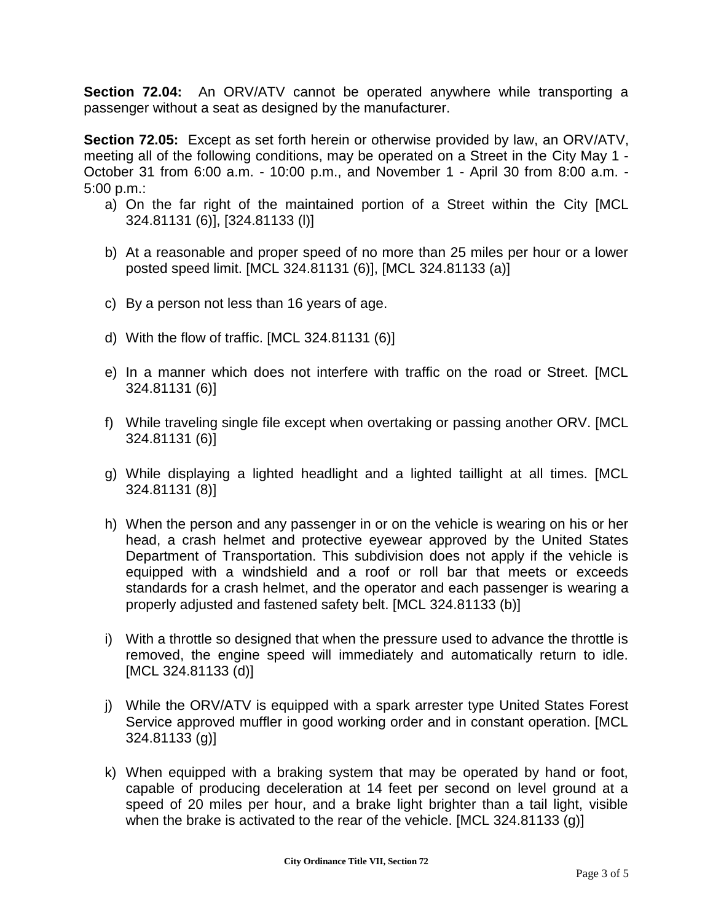**Section 72.04:** An ORV/ATV cannot be operated anywhere while transporting a passenger without a seat as designed by the manufacturer.

**Section 72.05:** Except as set forth herein or otherwise provided by law, an ORV/ATV, meeting all of the following conditions, may be operated on a Street in the City May 1 - October 31 from 6:00 a.m. - 10:00 p.m., and November 1 - April 30 from 8:00 a.m. - 5:00 p.m.:

a) On the far right of the maintained portion of a Street within the City [MCL 324.81131 (6)], [324.81133 (l)]

b) At a reasonable and proper speed of no more than 25 miles per hour or a lower posted speed limit. [MCL 324.81131 (6)], [MCL 324.81133 (a)]

c) By a person not less than 16 years of age.

d) With the flow of traffic. [MCL 324.81131 (6)]

e) In a manner which does not interfere with traffic on the road or Street. [MCL 324.81131 (6)]

f) While traveling single file except when overtaking or passing another ORV. [MCL 324.81131 (6)]

g) While displaying a lighted headlight and a lighted taillight at all times. [MCL 324.81131 (8)]

h) When the person and any passenger in or on the vehicle is wearing on his or her head, a crash helmet and protective eyewear approved by the United States Department of Transportation. This subdivision does not apply if the vehicle is equipped with a windshield and a roof or roll bar that meets or exceeds standards for a crash helmet, and the operator and each passenger is wearing a properly adjusted and fastened safety belt. [MCL 324.81133 (b)]

i) With a throttle so designed that when the pressure used to advance the throttle is removed, the engine speed will immediately and automatically return to idle. [MCL 324.81133 (d)]

j) While the ORV/ATV is equipped with a spark arrester type United States Forest Service approved muffler in good working order and in constant operation. [MCL 324.81133 (g)]

k) When equipped with a braking system that may be operated by hand or foot, capable of producing deceleration at 14 feet per second on level ground at a speed of 20 miles per hour, and a brake light brighter than a tail light, visible when the brake is activated to the rear of the vehicle. [MCL 324.81133 (g)]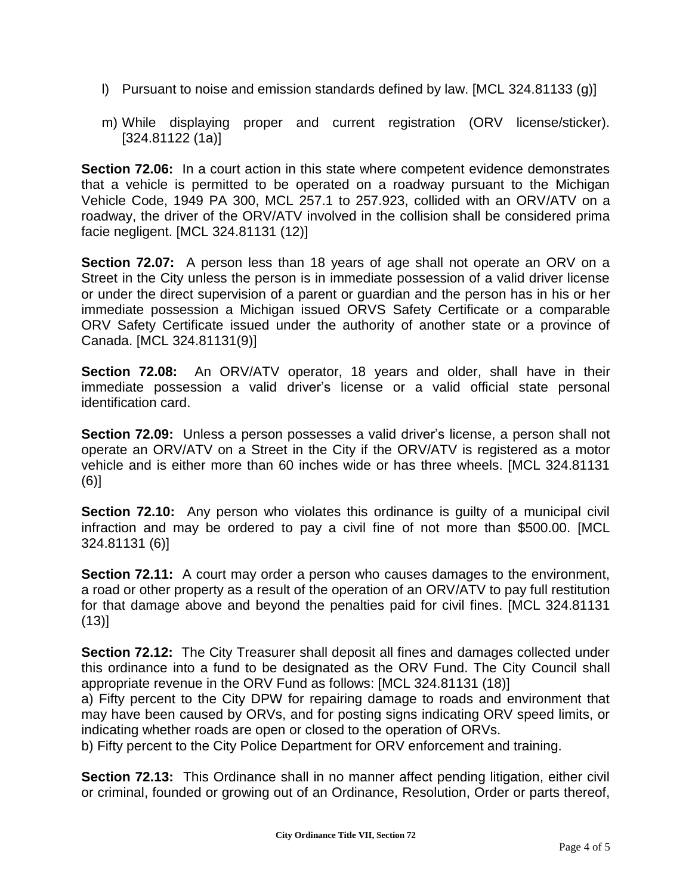l) Pursuant to noise and emission standards defined by law. [MCL 324.81133 (g)]

m) While displaying proper and current registration (ORV license/sticker). [324.81122 (1a)]

**Section 72.06:** In a court action in this state where competent evidence demonstrates that a vehicle is permitted to be operated on a roadway pursuant to the Michigan Vehicle Code, 1949 PA 300, MCL 257.1 to 257.923, collided with an ORV/ATV on a roadway, the driver of the ORV/ATV involved in the collision shall be considered prima facie negligent. [MCL 324.81131 (12)]

**Section 72.07:** A person less than 18 years of age shall not operate an ORV on a Street in the City unless the person is in immediate possession of a valid driver license or under the direct supervision of a parent or guardian and the person has in his or her immediate possession a Michigan issued ORVS Safety Certificate or a comparable ORV Safety Certificate issued under the authority of another state or a province of Canada. [MCL 324.81131(9)]

**Section 72.08:** An ORV/ATV operator, 18 years and older, shall have in their immediate possession a valid driver's license or a valid official state personal identification card.

**Section 72.09:** Unless a person possesses a valid driver's license, a person shall not operate an ORV/ATV on a Street in the City if the ORV/ATV is registered as a motor vehicle and is either more than 60 inches wide or has three wheels. [MCL 324.81131 (6)]

**Section 72.10:** Any person who violates this ordinance is guilty of a municipal civil infraction and may be ordered to pay a civil fine of not more than $500.00. [MCL 324.81131 (6)]

**Section 72.11:** A court may order a person who causes damages to the environment, a road or other property as a result of the operation of an ORV/ATV to pay full restitution for that damage above and beyond the penalties paid for civil fines. [MCL 324.81131 (13)]

**Section 72.12:** The City Treasurer shall deposit all fines and damages collected under this ordinance into a fund to be designated as the ORV Fund. The City Council shall appropriate revenue in the ORV Fund as follows: [MCL 324.81131 (18)]

a) Fifty percent to the City DPW for repairing damage to roads and environment that may have been caused by ORVs, and for posting signs indicating ORV speed limits, or indicating whether roads are open or closed to the operation of ORVs.

b) Fifty percent to the City Police Department for ORV enforcement and training.

**Section 72.13:** This Ordinance shall in no manner affect pending litigation, either civil or criminal, founded or growing out of an Ordinance, Resolution, Order or parts thereof,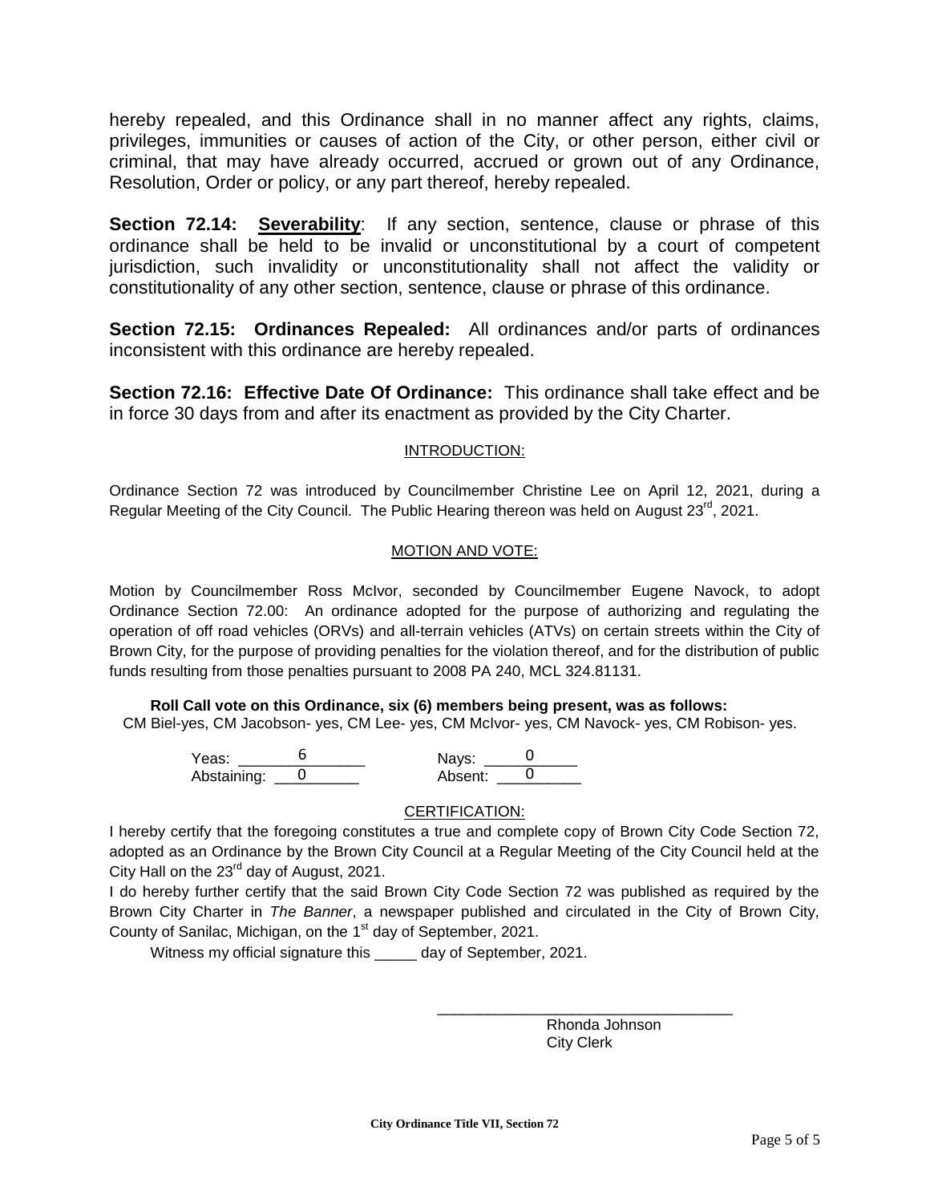hereby repealed, and this Ordinance shall in no manner affect any rights, claims, privileges, immunities or causes of action of the City, or other person, either civil or criminal, that may have already occurred, accrued or grown out of any Ordinance, Resolution, Order or policy, or any part thereof, hereby repealed.

**Section 72.14: Severability**: If any section, sentence, clause or phrase of this ordinance shall be held to be invalid or unconstitutional by a court of competent jurisdiction, such invalidity or unconstitutionality shall not affect the validity or constitutionality of any other section, sentence, clause or phrase of this ordinance.

**Section 72.15: Ordinances Repealed:** All ordinances and/or parts of ordinances inconsistent with this ordinance are hereby repealed.

**Section 72.16: Effective Date Of Ordinance:** This ordinance shall take effect and be in force 30 days from and after its enactment as provided by the City Charter.

INTRODUCTION:

Ordinance Section 72 was introduced by Councilmember Christine Lee on April 12, 2021, during a Regular Meeting of the City Council. The Public Hearing thereon was held on August 23rd, 2021.

MOTION AND VOTE:

Motion by Councilmember Ross McIvor, seconded by Councilmember Eugene Navock, to adopt Ordinance Section 72.00: An ordinance adopted for the purpose of authorizing and regulating the operation of off road vehicles (ORVs) and all-terrain vehicles (ATVs) on certain streets within the City of Brown City, for the purpose of providing penalties for the violation thereof, and for the distribution of public funds resulting from those penalties pursuant to 2008 PA 240, MCL 324.81131.

**Roll Call vote on this Ordinance, six (6) members being present, was as follows:**

CM Biel-yes, CM Jacobson- yes, CM Lee- yes, CM McIvor- yes, CM Navock- yes, CM Robison- yes.

Yeas: 6 Nays: 0

Abstaining: 0 Absent: 0

CERTIFICATION:

I hereby certify that the foregoing constitutes a true and complete copy of Brown City Code Section 72, adopted as an Ordinance by the Brown City Council at a Regular Meeting of the City Council held at the City Hall on the 23rd day of August, 2021.

I do hereby further certify that the said Brown City Code Section 72 was published as required by the Brown City Charter in *The Banner*, a newspaper published and circulated in the City of Brown City, County of Sanilac, Michigan, on the 1st day of September, 2021.

Witness my official signature this _____ day of September, 2021.

___________________________________

Rhonda Johnson
City Clerk